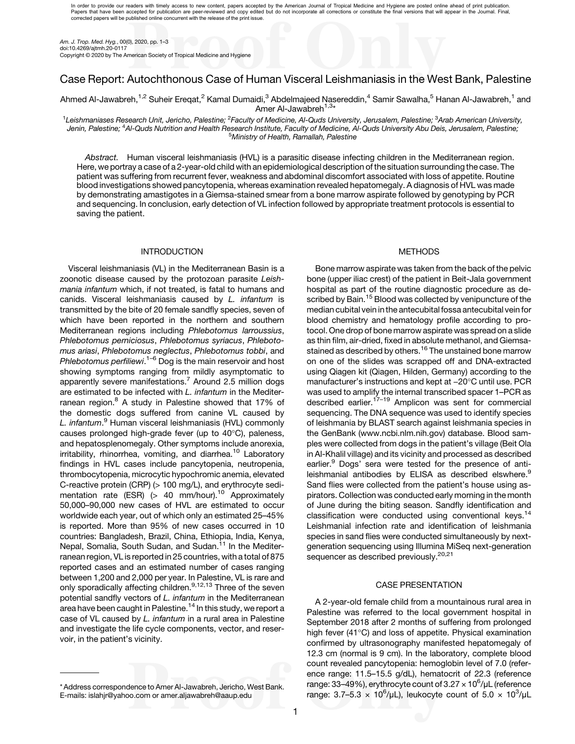In order to provide our readers with timely access to new content, papers accepted by the American Journal of Tropical Medicine and Hygiene are posted online ahead of print publication. Papers that have been accepted for publication are peer-reviewed and copy edited but do not incorporate all corrections or constitute the final versions that will appear in the Journal. Final, corrected papers will be published online concurrent with the release of the print issue.

*Am. J. Trop. Med. Hyg.*, 00(0), 2020, pp. 1–3
doi:10.4269/ajtmh.20-0117
Copyright © 2020 by The American Society of Tropical Medicine and Hygiene

# Case Report: Autochthonous Case of Human Visceral Leishmaniasis in the West Bank, Palestine

Ahmed Al-Jawabreh,[1,2] Suheir Ereqat,[2] Kamal Dumaidi,[3] Abdelmajeed Nasereddin,[4] Samir Sawalha,[5] Hanan Al-Jawabreh,[1] and Amer Al-Jawabreh[1,3]*

[1]*Leishmaniases Research Unit, Jericho, Palestine;* [2]*Faculty of Medicine, Al-Quds University, Jerusalem, Palestine;* [3]*Arab American University, Jenin, Palestine;* [4]*Al-Quds Nutrition and Health Research Institute, Faculty of Medicine, Al-Quds University Abu Deis, Jerusalem, Palestine;* [5]*Ministry of Health, Ramallah, Palestine*

*Abstract.* Human visceral leishmaniasis (HVL) is a parasitic disease infecting children in the Mediterranean region. Here, we portray a case of a 2-year-old child with an epidemiological description of the situation surrounding the case. The patient was suffering from recurrent fever, weakness and abdominal discomfort associated with loss of appetite. Routine blood investigations showed pancytopenia, whereas examination revealed hepatomegaly. A diagnosis of HVL was made by demonstrating amastigotes in a Giemsa-stained smear from a bone marrow aspirate followed by genotyping by PCR and sequencing. In conclusion, early detection of VL infection followed by appropriate treatment protocols is essential to saving the patient.

## INTRODUCTION

Visceral leishmaniasis (VL) in the Mediterranean Basin is a zoonotic disease caused by the protozoan parasite *Leishmania infantum* which, if not treated, is fatal to humans and canids. Visceral leishmaniasis caused by *L. infantum* is transmitted by the bite of 20 female sandfly species, seven of which have been reported in the northern and southern Mediterranean regions including *Phlebotomus larroussius*, *Phlebotomus perniciosus*, *Phlebotomus syriacus*, *Phlebotomus ariasi*, *Phlebotomus neglectus*, *Phlebotomus tobbi*, and *Phlebotomus perfiliewi*.[1–6] Dog is the main reservoir and host showing symptoms ranging from mildly asymptomatic to apparently severe manifestations.[7] Around 2.5 million dogs are estimated to be infected with *L. infantum* in the Mediterranean region.[8] A study in Palestine showed that 17% of the domestic dogs suffered from canine VL caused by *L. infantum*.[9] Human visceral leishmaniasis (HVL) commonly causes prolonged high-grade fever (up to 40°C), paleness, and hepatosplenomegaly. Other symptoms include anorexia, irritability, rhinorrhea, vomiting, and diarrhea.[10] Laboratory findings in HVL cases include pancytopenia, neutropenia, thrombocytopenia, microcytic hypochromic anemia, elevated C-reactive protein (CRP) (> 100 mg/L), and erythrocyte sedimentation rate (ESR) (> 40 mm/hour).[10] Approximately 50,000–90,000 new cases of HVL are estimated to occur worldwide each year, out of which only an estimated 25–45% is reported. More than 95% of new cases occurred in 10 countries: Bangladesh, Brazil, China, Ethiopia, India, Kenya, Nepal, Somalia, South Sudan, and Sudan.[11] In the Mediterranean region, VL is reported in 25 countries, with a total of 875 reported cases and an estimated number of cases ranging between 1,200 and 2,000 per year. In Palestine, VL is rare and only sporadically affecting children.[9,12,13] Three of the seven potential sandfly vectors of *L. infantum* in the Mediterranean area have been caught in Palestine.[14] In this study, we report a case of VL caused by *L. infantum* in a rural area in Palestine and investigate the life cycle components, vector, and reservoir, in the patient's vicinity.

## METHODS

Bone marrow aspirate was taken from the back of the pelvic bone (upper iliac crest) of the patient in Beit-Jala government hospital as part of the routine diagnostic procedure as described by Bain.[15] Blood was collected by venipuncture of the median cubital vein in the antecubital fossa antecubital vein for blood chemistry and hematology profile according to protocol. One drop of bone marrow aspirate was spread on a slide as thin film, air-dried, fixed in absolute methanol, and Giemsa-stained as described by others.[16] The unstained bone marrow on one of the slides was scrapped off and DNA-extracted using Qiagen kit (Qiagen, Hilden, Germany) according to the manufacturer's instructions and kept at −20°C until use. PCR was used to amplify the internal transcribed spacer 1–PCR as described earlier.[17–19] Amplicon was sent for commercial sequencing. The DNA sequence was used to identify species of leishmania by BLAST search against leishmania species in the GenBank (www.ncbi.nlm.nih.gov) database. Blood samples were collected from dogs in the patient's village (Beit Ola in Al-Khalil village) and its vicinity and processed as described earlier.[9] Dogs' sera were tested for the presence of anti-leishmanial antibodies by ELISA as described elswhere.[9] Sand flies were collected from the patient's house using aspirators. Collection was conducted early morning in the month of June during the biting season. Sandfly identification and classification were conducted using conventional keys.[14] Leishmanial infection rate and identification of leishmania species in sand flies were conducted simultaneously by next-generation sequencing using Illumina MiSeq next-generation sequencer as described previously.[20,21]

## CASE PRESENTATION

A 2-year-old female child from a mountainous rural area in Palestine was referred to the local government hospital in September 2018 after 2 months of suffering from prolonged high fever (41°C) and loss of appetite. Physical examination confirmed by ultrasonography manifested hepatomegaly of 12.3 cm (normal is 9 cm). In the laboratory, complete blood count revealed pancytopenia: hemoglobin level of 7.0 (reference range: 11.5–15.5 g/dL), hematocrit of 22.3 (reference range: 33–49%), erythrocyte count of $3.27 \times 10^6$/μL (reference range: $3.7–5.3 \times 10^6$/μL), leukocyte count of $5.0 \times 10^3$/μL

\* Address correspondence to Amer Al-Jawabreh, Jericho, West Bank. E-mails: islahjr@yahoo.com or amer.aljawabreh@aaup.edu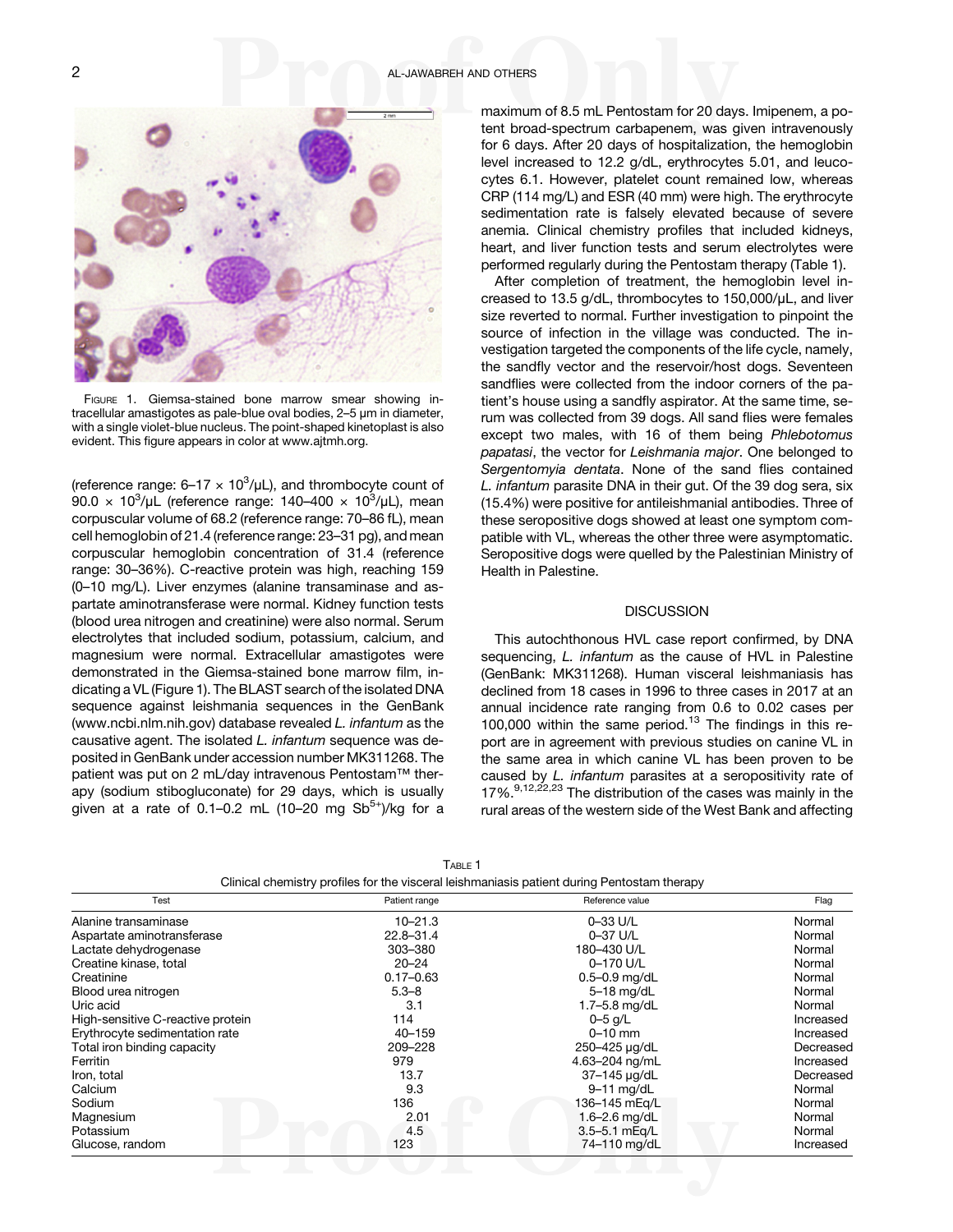FIGURE 1. Giemsa-stained bone marrow smear showing intracellular amastigotes as pale-blue oval bodies, 2–5 μm in diameter, with a single violet-blue nucleus. The point-shaped kinetoplast is also evident. This figure appears in color at www.ajtmh.org.

(reference range: 6–17 × $10^3$/μL), and thrombocyte count of 90.0 × $10^3$/μL (reference range: 140–400 × $10^3$/μL), mean corpuscular volume of 68.2 (reference range: 70–86 fL), mean cell hemoglobin of 21.4 (reference range: 23–31 pg), and mean corpuscular hemoglobin concentration of 31.4 (reference range: 30–36%). C-reactive protein was high, reaching 159 (0–10 mg/L). Liver enzymes (alanine transaminase and aspartate aminotransferase were normal. Kidney function tests (blood urea nitrogen and creatinine) were also normal. Serum electrolytes that included sodium, potassium, calcium, and magnesium were normal. Extracellular amastigotes were demonstrated in the Giemsa-stained bone marrow film, indicating a VL (Figure 1). The BLAST search of the isolated DNA sequence against leishmania sequences in the GenBank (www.ncbi.nlm.nih.gov) database revealed *L. infantum* as the causative agent. The isolated *L. infantum* sequence was deposited in GenBank under accession number MK311268. The patient was put on 2 mL/day intravenous Pentostam™ therapy (sodium stibogluconate) for 29 days, which is usually given at a rate of 0.1–0.2 mL (10–20 mg $Sb^{5+}$)/kg for a maximum of 8.5 mL Pentostam for 20 days. Imipenem, a potent broad-spectrum carbapenem, was given intravenously for 6 days. After 20 days of hospitalization, the hemoglobin level increased to 12.2 g/dL, erythrocytes 5.01, and leucocytes 6.1. However, platelet count remained low, whereas CRP (114 mg/L) and ESR (40 mm) were high. The erythrocyte sedimentation rate is falsely elevated because of severe anemia. Clinical chemistry profiles that included kidneys, heart, and liver function tests and serum electrolytes were performed regularly during the Pentostam therapy (Table 1).

After completion of treatment, the hemoglobin level increased to 13.5 g/dL, thrombocytes to 150,000/μL, and liver size reverted to normal. Further investigation to pinpoint the source of infection in the village was conducted. The investigation targeted the components of the life cycle, namely, the sandfly vector and the reservoir/host dogs. Seventeen sandflies were collected from the indoor corners of the patient's house using a sandfly aspirator. At the same time, serum was collected from 39 dogs. All sand flies were females except two males, with 16 of them being *Phlebotomus papatasi*, the vector for *Leishmania major*. One belonged to *Sergentomyia dentata*. None of the sand flies contained *L. infantum* parasite DNA in their gut. Of the 39 dog sera, six (15.4%) were positive for antileishmanial antibodies. Three of these seropositive dogs showed at least one symptom compatible with VL, whereas the other three were asymptomatic. Seropositive dogs were quelled by the Palestinian Ministry of Health in Palestine.

## DISCUSSION

This autochthonous HVL case report confirmed, by DNA sequencing, *L. infantum* as the cause of HVL in Palestine (GenBank: MK311268). Human visceral leishmaniasis has declined from 18 cases in 1996 to three cases in 2017 at an annual incidence rate ranging from 0.6 to 0.02 cases per 100,000 within the same period.[13] The findings in this report are in agreement with previous studies on canine VL in the same area in which canine VL has been proven to be caused by *L. infantum* parasites at a seropositivity rate of 17%.[9,12,22,23] The distribution of the cases was mainly in the rural areas of the western side of the West Bank and affecting

TABLE 1
Clinical chemistry profiles for the visceral leishmaniasis patient during Pentostam therapy

| Test | Patient range | Reference value | Flag |
|---|---|---|---|
| Alanine transaminase | 10–21.3 | 0–33 U/L | Normal |
| Aspartate aminotransferase | 22.8–31.4 | 0–37 U/L | Normal |
| Lactate dehydrogenase | 303–380 | 180–430 U/L | Normal |
| Creatine kinase, total | 20–24 | 0–170 U/L | Normal |
| Creatinine | 0.17–0.63 | 0.5–0.9 mg/dL | Normal |
| Blood urea nitrogen | 5.3–8 | 5–18 mg/dL | Normal |
| Uric acid | 3.1 | 1.7–5.8 mg/dL | Normal |
| High-sensitive C-reactive protein | 114 | 0–5 g/L | Increased |
| Erythrocyte sedimentation rate | 40–159 | 0–10 mm | Increased |
| Total iron binding capacity | 209–228 | 250–425 μg/dL | Decreased |
| Ferritin | 979 | 4.63–204 ng/mL | Increased |
| Iron, total | 13.7 | 37–145 μg/dL | Decreased |
| Calcium | 9.3 | 9–11 mg/dL | Normal |
| Sodium | 136 | 136–145 mEq/L | Normal |
| Magnesium | 2.01 | 1.6–2.6 mg/dL | Normal |
| Potassium | 4.5 | 3.5–5.1 mEq/L | Normal |
| Glucose, random | 123 | 74–110 mg/dL | Increased |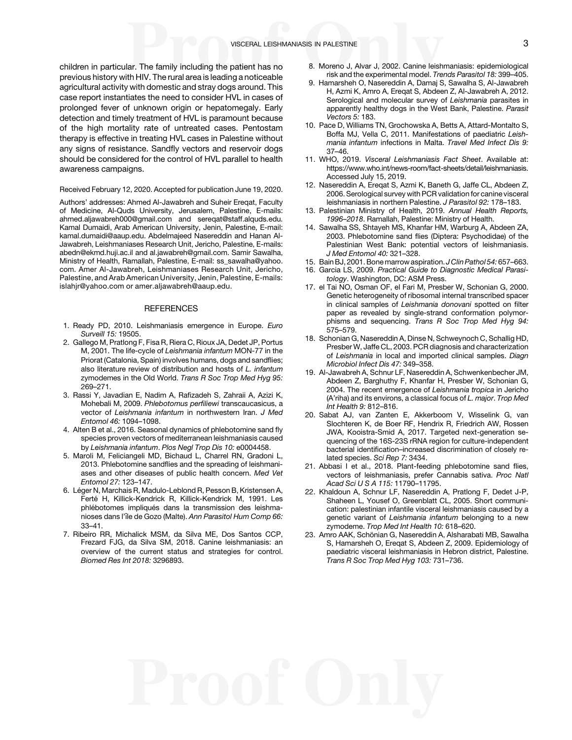children in particular. The family including the patient has no previous history with HIV. The rural area is leading a noticeable agricultural activity with domestic and stray dogs around. This case report instantiates the need to consider HVL in cases of prolonged fever of unknown origin or hepatomegaly. Early detection and timely treatment of HVL is paramount because of the high mortality rate of untreated cases. Pentostam therapy is effective in treating HVL cases in Palestine without any signs of resistance. Sandfly vectors and reservoir dogs should be considered for the control of HVL parallel to health awareness campaigns.

Received February 12, 2020. Accepted for publication June 19, 2020.

Authors' addresses: Ahmed Al-Jawabreh and Suheir Ereqat, Faculty of Medicine, Al-Quds University, Jerusalem, Palestine, E-mails: ahmed.aljawabreh000@gmail.com and sereqat@staff.alquds.edu. Kamal Dumaidi, Arab American University, Jenin, Palestine, E-mail: kamal.dumaidi@aaup.edu. Abdelmajeed Nasereddin and Hanan Al-Jawabreh, Leishmaniases Research Unit, Jericho, Palestine, E-mails: abedn@ekmd.huji.ac.il and al.jawabreh@gmail.com. Samir Sawalha, Ministry of Health, Ramallah, Palestine, E-mail: ss_sawalha@yahoo.com. Amer Al-Jawabreh, Leishmaniases Research Unit, Jericho, Palestine, and Arab American University, Jenin, Palestine, E-mails: islahjr@yahoo.com or amer.aljawabreh@aaup.edu.

## REFERENCES

1. Ready PD, 2010. Leishmaniasis emergence in Europe. *Euro Surveill 15:* 19505.
2. Gallego M, Pratlong F, Fisa R, Riera C, Rioux JA, Dedet JP, Portus M, 2001. The life-cycle of *Leishmania infantum* MON-77 in the Priorat (Catalonia, Spain) involves humans, dogs and sandflies; also literature review of distribution and hosts of *L. infantum* zymodemes in the Old World. *Trans R Soc Trop Med Hyg 95:* 269–271.
3. Rassi Y, Javadian E, Nadim A, Rafizadeh S, Zahraii A, Azizi K, Mohebali M, 2009. *Phlebotomus perfiliewi* transcaucasicus, a vector of *Leishmania infantum* in northwestern Iran. *J Med Entomol 46:* 1094–1098.
4. Alten B et al., 2016. Seasonal dynamics of phlebotomine sand fly species proven vectors of mediterranean leishmaniasis caused by *Leishmania infantum*. *Plos Negl Trop Dis 10:* e0004458.
5. Maroli M, Feliciangeli MD, Bichaud L, Charrel RN, Gradoni L, 2013. Phlebotomine sandflies and the spreading of leishmaniases and other diseases of public health concern. *Med Vet Entomol 27:* 123–147.
6. Léger N, Marchais R, Madulo-Leblond R, Pesson B, Kristensen A, Ferté H, Killick-Kendrick R, Killick-Kendrick M, 1991. Les phlébotomes impliqués dans la transmission des leishmanioses dans l'île de Gozo (Malte). *Ann Parasitol Hum Comp 66:* 33–41.
7. Ribeiro RR, Michalick MSM, da Silva ME, Dos Santos CCP, Frezard FJG, da Silva SM, 2018. Canine leishmaniasis: an overview of the current status and strategies for control. *Biomed Res Int 2018:* 3296893.
8. Moreno J, Alvar J, 2002. Canine leishmaniasis: epidemiological risk and the experimental model. *Trends Parasitol 18:* 399–405.
9. Hamarsheh O, Nasereddin A, Damaj S, Sawalha S, Al-Jawabreh H, Azmi K, Amro A, Ereqat S, Abdeen Z, Al-Jawabreh A, 2012. Serological and molecular survey of *Leishmania* parasites in apparently healthy dogs in the West Bank, Palestine. *Parasit Vectors 5:* 183.
10. Pace D, Williams TN, Grochowska A, Betts A, Attard-Montalto S, Boffa MJ, Vella C, 2011. Manifestations of paediatric *Leishmania infantum* infections in Malta. *Travel Med Infect Dis 9:* 37–46.
11. WHO, 2019. *Visceral Leishmaniasis Fact Sheet*. Available at: https://www.who.int/news-room/fact-sheets/detail/leishmaniasis. Accessed July 15, 2019.
12. Nasereddin A, Ereqat S, Azmi K, Baneth G, Jaffe CL, Abdeen Z, 2006. Serological survey with PCR validation for canine visceral leishmaniasis in northern Palestine. *J Parasitol 92:* 178–183.
13. Palestinian Ministry of Health, 2019. *Annual Health Reports, 1996–2018*. Ramallah, Palestine: Ministry of Health.
14. Sawalha SS, Shtayeh MS, Khanfar HM, Warburg A, Abdeen ZA, 2003. Phlebotomine sand flies (Diptera: Psychodidae) of the Palestinian West Bank: potential vectors of leishmaniasis. *J Med Entomol 40:* 321–328.
15. Bain BJ, 2001. Bone marrow aspiration. *J Clin Pathol 54:* 657–663.
16. Garcia LS, 2009. *Practical Guide to Diagnostic Medical Parasitology*. Washington, DC: ASM Press.
17. el Tai NO, Osman OF, el Fari M, Presber W, Schonian G, 2000. Genetic heterogeneity of ribosomal internal transcribed spacer in clinical samples of *Leishmania donovani* spotted on filter paper as revealed by single-strand conformation polymorphisms and sequencing. *Trans R Soc Trop Med Hyg 94:* 575–579.
18. Schonian G, Nasereddin A, Dinse N, Schweynoch C, Schallig HD, Presber W, Jaffe CL, 2003. PCR diagnosis and characterization of *Leishmania* in local and imported clinical samples. *Diagn Microbiol Infect Dis 47:* 349–358.
19. Al-Jawabreh A, Schnur LF, Nasereddin A, Schwenkenbecher JM, Abdeen Z, Barghuthy F, Khanfar H, Presber W, Schonian G, 2004. The recent emergence of *Leishmania tropica* in Jericho (A'riha) and its environs, a classical focus of *L. major*. *Trop Med Int Health 9:* 812–816.
20. Sabat AJ, van Zanten E, Akkerboom V, Wisselink G, van Slochteren K, de Boer RF, Hendrix R, Friedrich AW, Rossen JWA, Kooistra-Smid A, 2017. Targeted next-generation sequencing of the 16S-23S rRNA region for culture-independent bacterial identification–increased discrimination of closely related species. *Sci Rep 7:* 3434.
21. Abbasi I et al., 2018. Plant-feeding phlebotomine sand flies, vectors of leishmaniasis, prefer Cannabis sativa. *Proc Natl Acad Sci U S A 115:* 11790–11795.
22. Khaldoun A, Schnur LF, Nasereddin A, Pratlong F, Dedet J-P, Shaheen L, Yousef O, Greenblatt CL, 2005. Short communication: palestinian infantile visceral leishmaniasis caused by a genetic variant of *Leishmania infantum* belonging to a new zymodeme. *Trop Med Int Health 10:* 618–620.
23. Amro AAK, Schönian G, Nasereddin A, Alsharabati MB, Sawalha S, Hamarsheh O, Ereqat S, Abdeen Z, 2009. Epidemiology of paediatric visceral leishmaniasis in Hebron district, Palestine. *Trans R Soc Trop Med Hyg 103:* 731–736.